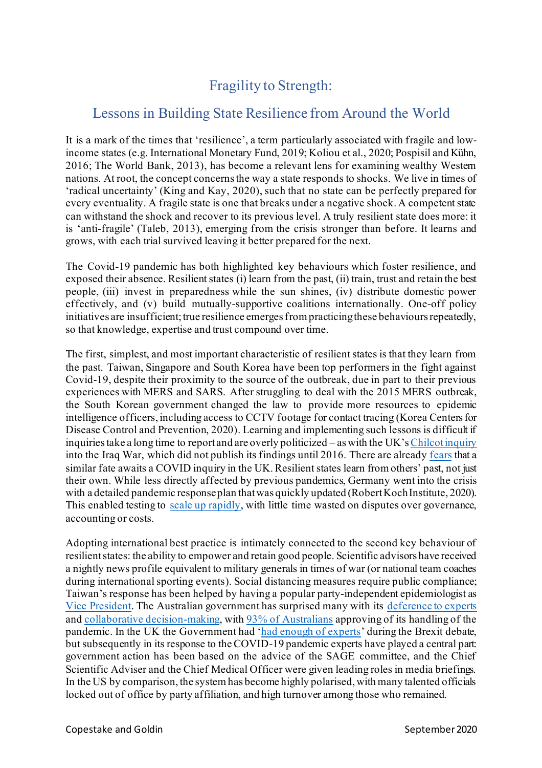# Fragility to Strength:

## Lessons in Building State Resilience from Around the World

It is a mark of the times that 'resilience', a term particularly associated with fragile and low-income states (e.g. International Monetary Fund, 2019; Koliou et al., 2020; Pospisil and Kühn, 2016; The World Bank, 2013), has become a relevant lens for examining wealthy Western nations. At root, the concept concerns the way a state responds to shocks. We live in times of 'radical uncertainty' (King and Kay, 2020), such that no state can be perfectly prepared for every eventuality. A fragile state is one that breaks under a negative shock. A competent state can withstand the shock and recover to its previous level. A truly resilient state does more: it is 'anti-fragile' (Taleb, 2013), emerging from the crisis stronger than before. It learns and grows, with each trial survived leaving it better prepared for the next.

The Covid-19 pandemic has both highlighted key behaviours which foster resilience, and exposed their absence. Resilient states (i) learn from the past, (ii) train, trust and retain the best people, (iii) invest in preparedness while the sun shines, (iv) distribute domestic power effectively, and (v) build mutually-supportive coalitions internationally. One-off policy initiatives are insufficient; true resilience emerges from practicing these behaviours repeatedly, so that knowledge, expertise and trust compound over time.

The first, simplest, and most important characteristic of resilient states is that they learn from the past. Taiwan, Singapore and South Korea have been top performers in the fight against Covid-19, despite their proximity to the source of the outbreak, due in part to their previous experiences with MERS and SARS. After struggling to deal with the 2015 MERS outbreak, the South Korean government changed the law to provide more resources to epidemic intelligence officers, including access to CCTV footage for contact tracing (Korea Centers for Disease Control and Prevention, 2020). Learning and implementing such lessons is difficult if inquiries take a long time to report and are overly politicized – as with the UK's Chilcot inquiry into the Iraq War, which did not publish its findings until 2016. There are already fears that a similar fate awaits a COVID inquiry in the UK. Resilient states learn from others' past, not just their own. While less directly affected by previous pandemics, Germany went into the crisis with a detailed pandemic response plan that was quickly updated (Robert Koch Institute, 2020). This enabled testing to scale up rapidly, with little time wasted on disputes over governance, accounting or costs.

Adopting international best practice is intimately connected to the second key behaviour of resilient states: the ability to empower and retain good people. Scientific advisors have received a nightly news profile equivalent to military generals in times of war (or national team coaches during international sporting events). Social distancing measures require public compliance; Taiwan's response has been helped by having a popular party-independent epidemiologist as Vice President. The Australian government has surprised many with its deference to experts and collaborative decision-making, with 93% of Australians approving of its handling of the pandemic. In the UK the Government had 'had enough of experts' during the Brexit debate, but subsequently in its response to the COVID-19 pandemic experts have played a central part: government action has been based on the advice of the SAGE committee, and the Chief Scientific Adviser and the Chief Medical Officer were given leading roles in media briefings. In the US by comparison, the system has become highly polarised, with many talented officials locked out of office by party affiliation, and high turnover among those who remained.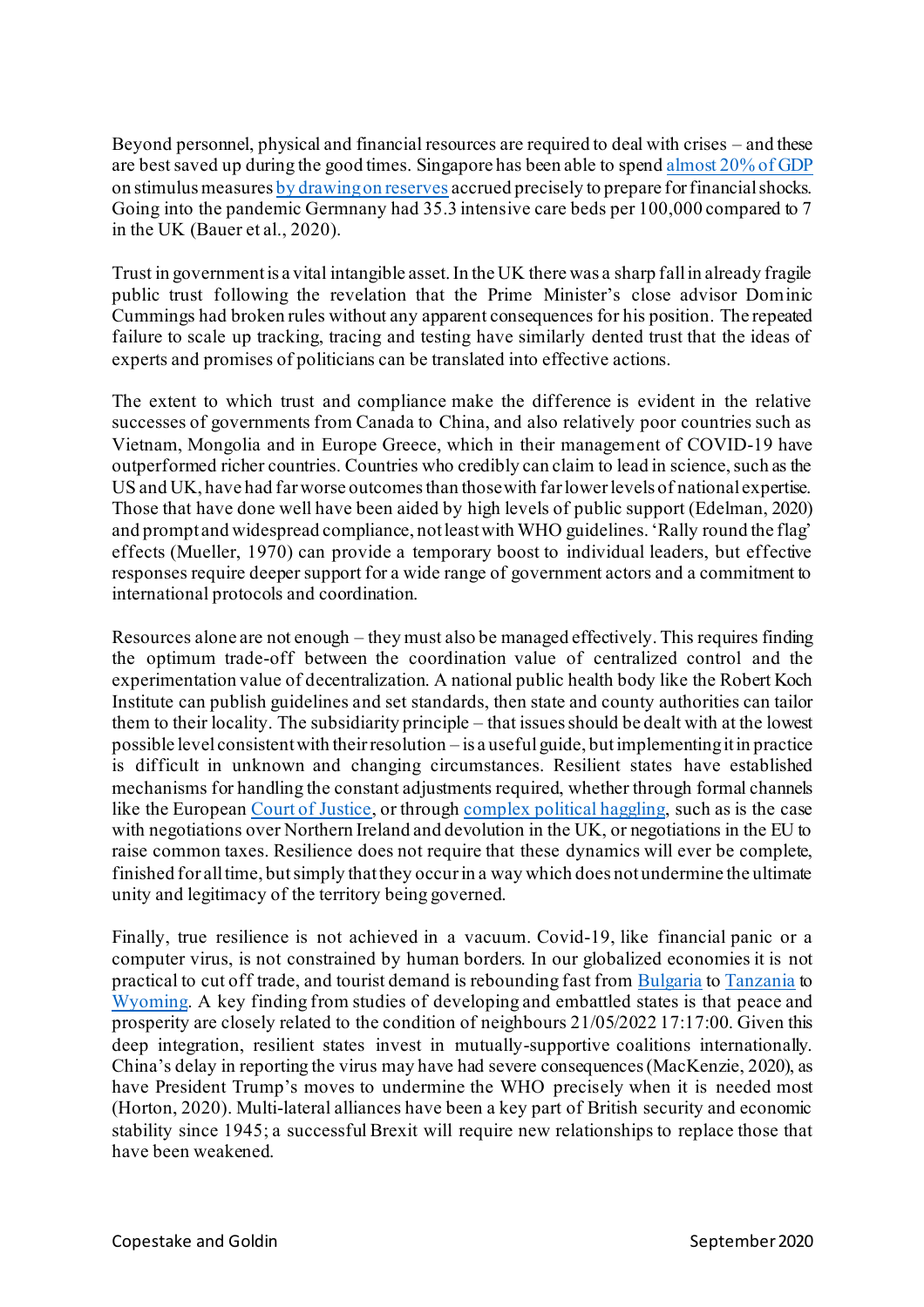Beyond personnel, physical and financial resources are required to deal with crises – and these are best saved up during the good times. Singapore has been able to spend [almost 20% of GDP](#) on stimulus measures [by drawing on reserves](#) accrued precisely to prepare for financial shocks. Going into the pandemic Germnany had 35.3 intensive care beds per 100,000 compared to 7 in the UK (Bauer et al., 2020).

Trust in government is a vital intangible asset. In the UK there was a sharp fall in already fragile public trust following the revelation that the Prime Minister's close advisor Dominic Cummings had broken rules without any apparent consequences for his position. The repeated failure to scale up tracking, tracing and testing have similarly dented trust that the ideas of experts and promises of politicians can be translated into effective actions.

The extent to which trust and compliance make the difference is evident in the relative successes of governments from Canada to China, and also relatively poor countries such as Vietnam, Mongolia and in Europe Greece, which in their management of COVID-19 have outperformed richer countries. Countries who credibly can claim to lead in science, such as the US and UK, have had far worse outcomes than those with far lower levels of national expertise. Those that have done well have been aided by high levels of public support (Edelman, 2020) and prompt and widespread compliance, not least with WHO guidelines. 'Rally round the flag' effects (Mueller, 1970) can provide a temporary boost to individual leaders, but effective responses require deeper support for a wide range of government actors and a commitment to international protocols and coordination.

Resources alone are not enough – they must also be managed effectively. This requires finding the optimum trade-off between the coordination value of centralized control and the experimentation value of decentralization. A national public health body like the Robert Koch Institute can publish guidelines and set standards, then state and county authorities can tailor them to their locality. The subsidiarity principle – that issues should be dealt with at the lowest possible level consistent with their resolution – is a useful guide, but implementing it in practice is difficult in unknown and changing circumstances. Resilient states have established mechanisms for handling the constant adjustments required, whether through formal channels like the European [Court of Justice](#), or through [complex political haggling](#), such as is the case with negotiations over Northern Ireland and devolution in the UK, or negotiations in the EU to raise common taxes. Resilience does not require that these dynamics will ever be complete, finished for all time, but simply that they occur in a way which does not undermine the ultimate unity and legitimacy of the territory being governed.

Finally, true resilience is not achieved in a vacuum. Covid-19, like financial panic or a computer virus, is not constrained by human borders. In our globalized economies it is not practical to cut off trade, and tourist demand is rebounding fast from [Bulgaria](#) to [Tanzania](#) to [Wyoming](#). A key finding from studies of developing and embattled states is that peace and prosperity are closely related to the condition of neighbours 21/05/2022 17:17:00. Given this deep integration, resilient states invest in mutually-supportive coalitions internationally. China's delay in reporting the virus may have had severe consequences (MacKenzie, 2020), as have President Trump's moves to undermine the WHO precisely when it is needed most (Horton, 2020). Multi-lateral alliances have been a key part of British security and economic stability since 1945; a successful Brexit will require new relationships to replace those that have been weakened.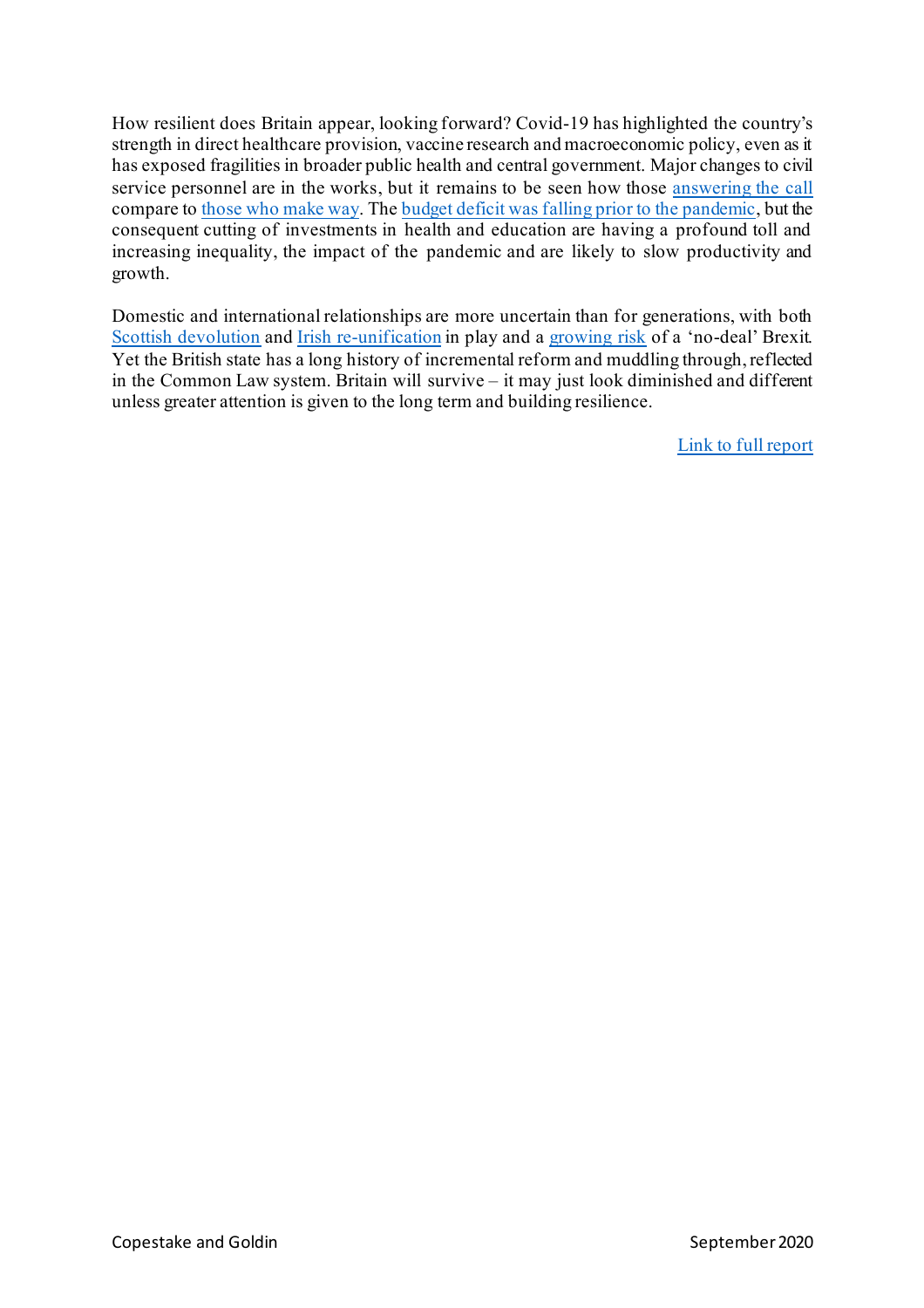How resilient does Britain appear, looking forward? Covid-19 has highlighted the country's strength in direct healthcare provision, vaccine research and macroeconomic policy, even as it has exposed fragilities in broader public health and central government. Major changes to civil service personnel are in the works, but it remains to be seen how those answering the call compare to those who make way. The budget deficit was falling prior to the pandemic, but the consequent cutting of investments in health and education are having a profound toll and increasing inequality, the impact of the pandemic and are likely to slow productivity and growth.

Domestic and international relationships are more uncertain than for generations, with both Scottish devolution and Irish re-unification in play and a growing risk of a 'no-deal' Brexit. Yet the British state has a long history of incremental reform and muddling through, reflected in the Common Law system. Britain will survive – it may just look diminished and different unless greater attention is given to the long term and building resilience.

Link to full report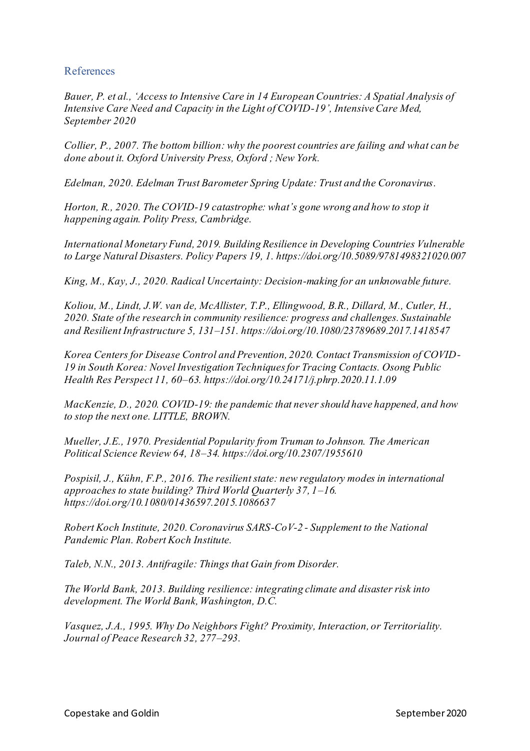## References

*Bauer, P. et al., 'Access to Intensive Care in 14 European Countries: A Spatial Analysis of Intensive Care Need and Capacity in the Light of COVID-19', Intensive Care Med, September 2020*

*Collier, P., 2007. The bottom billion: why the poorest countries are failing and what can be done about it. Oxford University Press, Oxford ; New York.*

*Edelman, 2020. Edelman Trust Barometer Spring Update: Trust and the Coronavirus.*

*Horton, R., 2020. The COVID-19 catastrophe: what's gone wrong and how to stop it happening again. Polity Press, Cambridge.*

*International Monetary Fund, 2019. Building Resilience in Developing Countries Vulnerable to Large Natural Disasters. Policy Papers 19, 1. https://doi.org/10.5089/9781498321020.007*

*King, M., Kay, J., 2020. Radical Uncertainty: Decision-making for an unknowable future.*

*Koliou, M., Lindt, J.W. van de, McAllister, T.P., Ellingwood, B.R., Dillard, M., Cutler, H., 2020. State of the research in community resilience: progress and challenges. Sustainable and Resilient Infrastructure 5, 131–151. https://doi.org/10.1080/23789689.2017.1418547*

*Korea Centers for Disease Control and Prevention, 2020. Contact Transmission of COVID-19 in South Korea: Novel Investigation Techniques for Tracing Contacts. Osong Public Health Res Perspect 11, 60–63. https://doi.org/10.24171/j.phrp.2020.11.1.09*

*MacKenzie, D., 2020. COVID-19: the pandemic that never should have happened, and how to stop the next one. LITTLE, BROWN.*

*Mueller, J.E., 1970. Presidential Popularity from Truman to Johnson. The American Political Science Review 64, 18–34. https://doi.org/10.2307/1955610*

*Pospisil, J., Kühn, F.P., 2016. The resilient state: new regulatory modes in international approaches to state building? Third World Quarterly 37, 1–16. https://doi.org/10.1080/01436597.2015.1086637*

*Robert Koch Institute, 2020. Coronavirus SARS-CoV-2 - Supplement to the National Pandemic Plan. Robert Koch Institute.*

*Taleb, N.N., 2013. Antifragile: Things that Gain from Disorder.*

*The World Bank, 2013. Building resilience: integrating climate and disaster risk into development. The World Bank, Washington, D.C.*

*Vasquez, J.A., 1995. Why Do Neighbors Fight? Proximity, Interaction, or Territoriality. Journal of Peace Research 32, 277–293.*